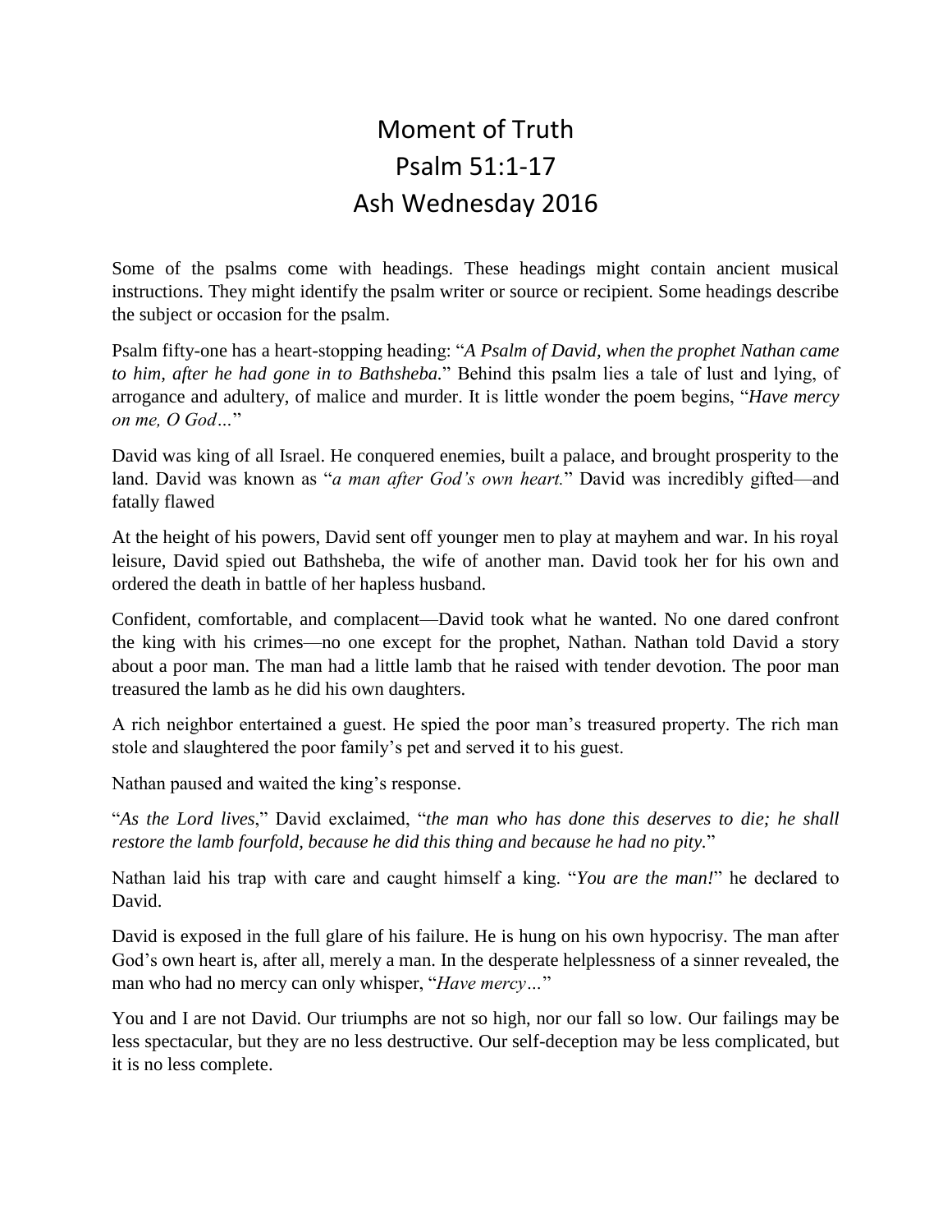# Moment of Truth
# Psalm 51:1-17
# Ash Wednesday 2016

Some of the psalms come with headings. These headings might contain ancient musical instructions. They might identify the psalm writer or source or recipient. Some headings describe the subject or occasion for the psalm.

Psalm fifty-one has a heart-stopping heading: "*A Psalm of David, when the prophet Nathan came to him, after he had gone in to Bathsheba.*" Behind this psalm lies a tale of lust and lying, of arrogance and adultery, of malice and murder. It is little wonder the poem begins, "*Have mercy on me, O God…*"

David was king of all Israel. He conquered enemies, built a palace, and brought prosperity to the land. David was known as "*a man after God's own heart.*" David was incredibly gifted—and fatally flawed

At the height of his powers, David sent off younger men to play at mayhem and war. In his royal leisure, David spied out Bathsheba, the wife of another man. David took her for his own and ordered the death in battle of her hapless husband.

Confident, comfortable, and complacent—David took what he wanted. No one dared confront the king with his crimes—no one except for the prophet, Nathan. Nathan told David a story about a poor man. The man had a little lamb that he raised with tender devotion. The poor man treasured the lamb as he did his own daughters.

A rich neighbor entertained a guest. He spied the poor man's treasured property. The rich man stole and slaughtered the poor family's pet and served it to his guest.

Nathan paused and waited the king's response.

"*As the Lord lives*," David exclaimed, "*the man who has done this deserves to die; he shall restore the lamb fourfold, because he did this thing and because he had no pity.*"

Nathan laid his trap with care and caught himself a king. "*You are the man!*" he declared to David.

David is exposed in the full glare of his failure. He is hung on his own hypocrisy. The man after God's own heart is, after all, merely a man. In the desperate helplessness of a sinner revealed, the man who had no mercy can only whisper, "*Have mercy…*"

You and I are not David. Our triumphs are not so high, nor our fall so low. Our failings may be less spectacular, but they are no less destructive. Our self-deception may be less complicated, but it is no less complete.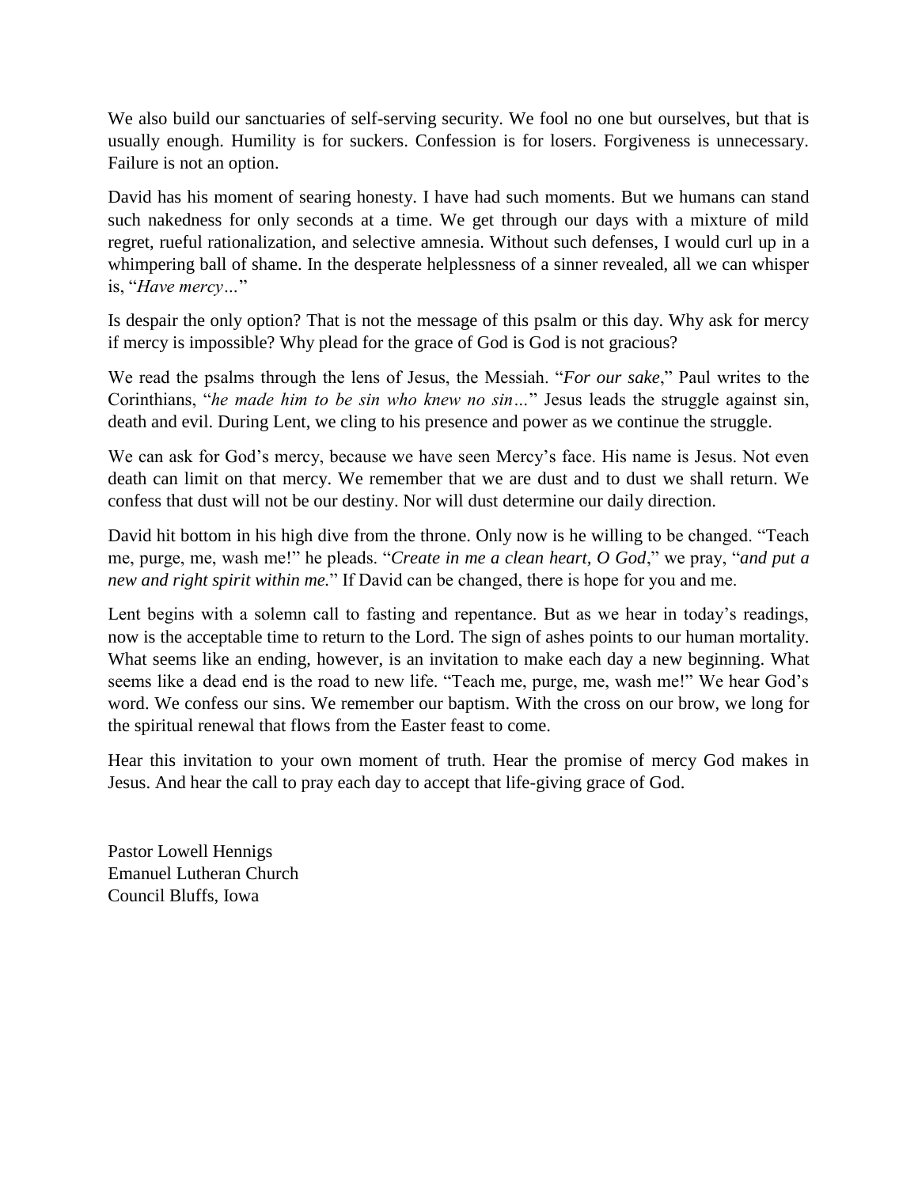We also build our sanctuaries of self-serving security. We fool no one but ourselves, but that is usually enough. Humility is for suckers. Confession is for losers. Forgiveness is unnecessary. Failure is not an option.

David has his moment of searing honesty. I have had such moments. But we humans can stand such nakedness for only seconds at a time. We get through our days with a mixture of mild regret, rueful rationalization, and selective amnesia. Without such defenses, I would curl up in a whimpering ball of shame. In the desperate helplessness of a sinner revealed, all we can whisper is, "*Have mercy…*"

Is despair the only option? That is not the message of this psalm or this day. Why ask for mercy if mercy is impossible? Why plead for the grace of God is God is not gracious?

We read the psalms through the lens of Jesus, the Messiah. "*For our sake*," Paul writes to the Corinthians, "*he made him to be sin who knew no sin…*" Jesus leads the struggle against sin, death and evil. During Lent, we cling to his presence and power as we continue the struggle.

We can ask for God's mercy, because we have seen Mercy's face. His name is Jesus. Not even death can limit on that mercy. We remember that we are dust and to dust we shall return. We confess that dust will not be our destiny. Nor will dust determine our daily direction.

David hit bottom in his high dive from the throne. Only now is he willing to be changed. "Teach me, purge, me, wash me!" he pleads. "*Create in me a clean heart, O God*," we pray, "*and put a new and right spirit within me.*" If David can be changed, there is hope for you and me.

Lent begins with a solemn call to fasting and repentance. But as we hear in today's readings, now is the acceptable time to return to the Lord. The sign of ashes points to our human mortality. What seems like an ending, however, is an invitation to make each day a new beginning. What seems like a dead end is the road to new life. "Teach me, purge, me, wash me!" We hear God's word. We confess our sins. We remember our baptism. With the cross on our brow, we long for the spiritual renewal that flows from the Easter feast to come.

Hear this invitation to your own moment of truth. Hear the promise of mercy God makes in Jesus. And hear the call to pray each day to accept that life-giving grace of God.

Pastor Lowell Hennigs  
Emanuel Lutheran Church  
Council Bluffs, Iowa